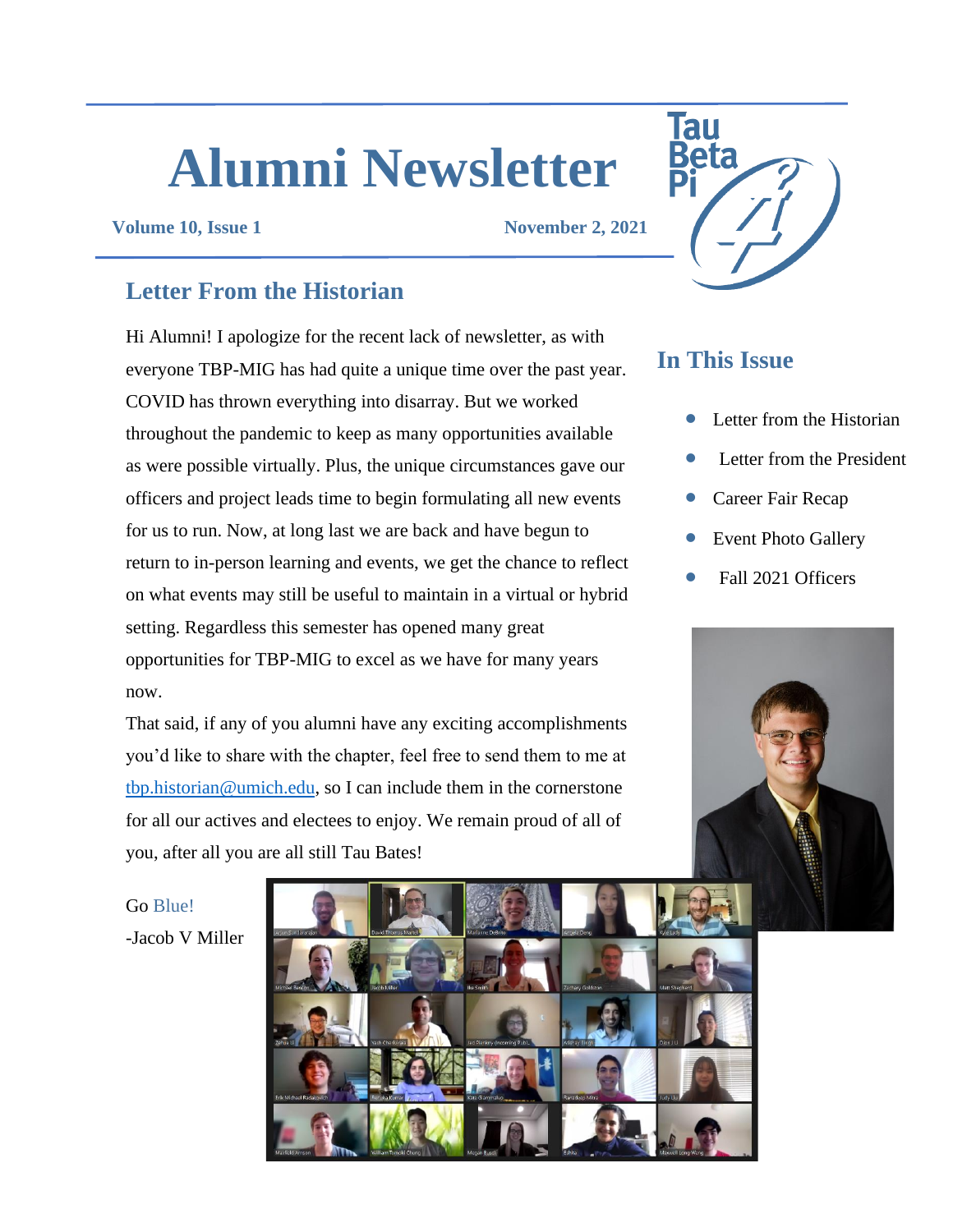# Alumni Newsletter

**Volume 10, Issue 1** **November 2, 2021**

## Letter From the Historian

Hi Alumni! I apologize for the recent lack of newsletter, as with everyone TBP-MIG has had quite a unique time over the past year. COVID has thrown everything into disarray. But we worked throughout the pandemic to keep as many opportunities available as were possible virtually. Plus, the unique circumstances gave our officers and project leads time to begin formulating all new events for us to run. Now, at long last we are back and have begun to return to in-person learning and events, we get the chance to reflect on what events may still be useful to maintain in a virtual or hybrid setting. Regardless this semester has opened many great opportunities for TBP-MIG to excel as we have for many years now.

That said, if any of you alumni have any exciting accomplishments you'd like to share with the chapter, feel free to send them to me at tbp.historian@umich.edu, so I can include them in the cornerstone for all our actives and electees to enjoy. We remain proud of all of you, after all you are all still Tau Bates!

Go Blue!

-Jacob V Miller

## In This Issue

- Letter from the Historian
- Letter from the President
- Career Fair Recap
- Event Photo Gallery
- Fall 2021 Officers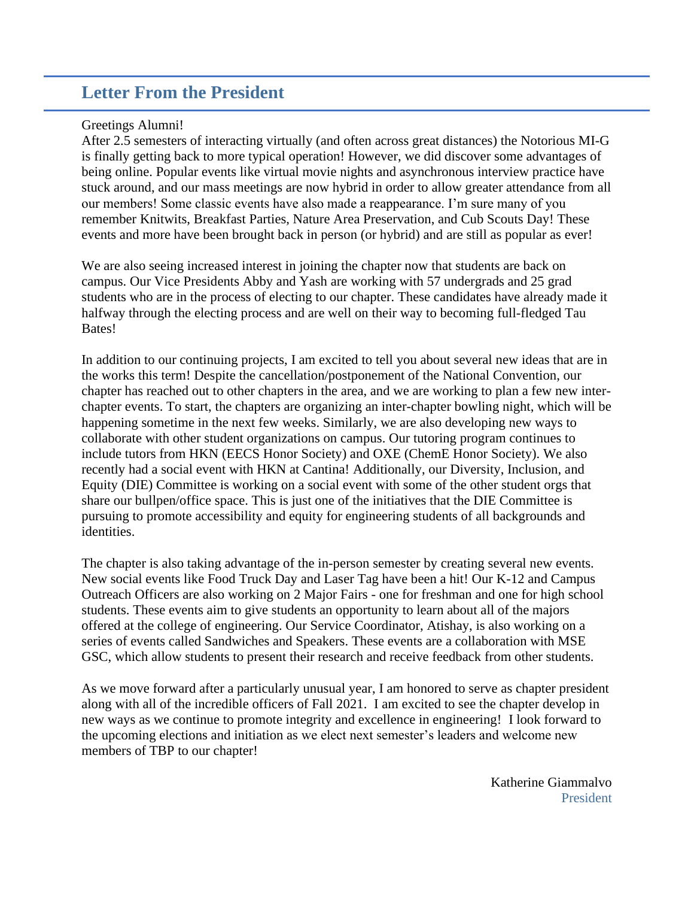## Letter From the President

Greetings Alumni!

After 2.5 semesters of interacting virtually (and often across great distances) the Notorious MI-G is finally getting back to more typical operation! However, we did discover some advantages of being online. Popular events like virtual movie nights and asynchronous interview practice have stuck around, and our mass meetings are now hybrid in order to allow greater attendance from all our members! Some classic events have also made a reappearance. I'm sure many of you remember Knitwits, Breakfast Parties, Nature Area Preservation, and Cub Scouts Day! These events and more have been brought back in person (or hybrid) and are still as popular as ever!

We are also seeing increased interest in joining the chapter now that students are back on campus. Our Vice Presidents Abby and Yash are working with 57 undergrads and 25 grad students who are in the process of electing to our chapter. These candidates have already made it halfway through the electing process and are well on their way to becoming full-fledged Tau Bates!

In addition to our continuing projects, I am excited to tell you about several new ideas that are in the works this term! Despite the cancellation/postponement of the National Convention, our chapter has reached out to other chapters in the area, and we are working to plan a few new inter-chapter events. To start, the chapters are organizing an inter-chapter bowling night, which will be happening sometime in the next few weeks. Similarly, we are also developing new ways to collaborate with other student organizations on campus. Our tutoring program continues to include tutors from HKN (EECS Honor Society) and OXE (ChemE Honor Society). We also recently had a social event with HKN at Cantina! Additionally, our Diversity, Inclusion, and Equity (DIE) Committee is working on a social event with some of the other student orgs that share our bullpen/office space. This is just one of the initiatives that the DIE Committee is pursuing to promote accessibility and equity for engineering students of all backgrounds and identities.

The chapter is also taking advantage of the in-person semester by creating several new events. New social events like Food Truck Day and Laser Tag have been a hit! Our K-12 and Campus Outreach Officers are also working on 2 Major Fairs - one for freshman and one for high school students. These events aim to give students an opportunity to learn about all of the majors offered at the college of engineering. Our Service Coordinator, Atishay, is also working on a series of events called Sandwiches and Speakers. These events are a collaboration with MSE GSC, which allow students to present their research and receive feedback from other students.

As we move forward after a particularly unusual year, I am honored to serve as chapter president along with all of the incredible officers of Fall 2021. I am excited to see the chapter develop in new ways as we continue to promote integrity and excellence in engineering! I look forward to the upcoming elections and initiation as we elect next semester's leaders and welcome new members of TBP to our chapter!

Katherine Giammalvo
President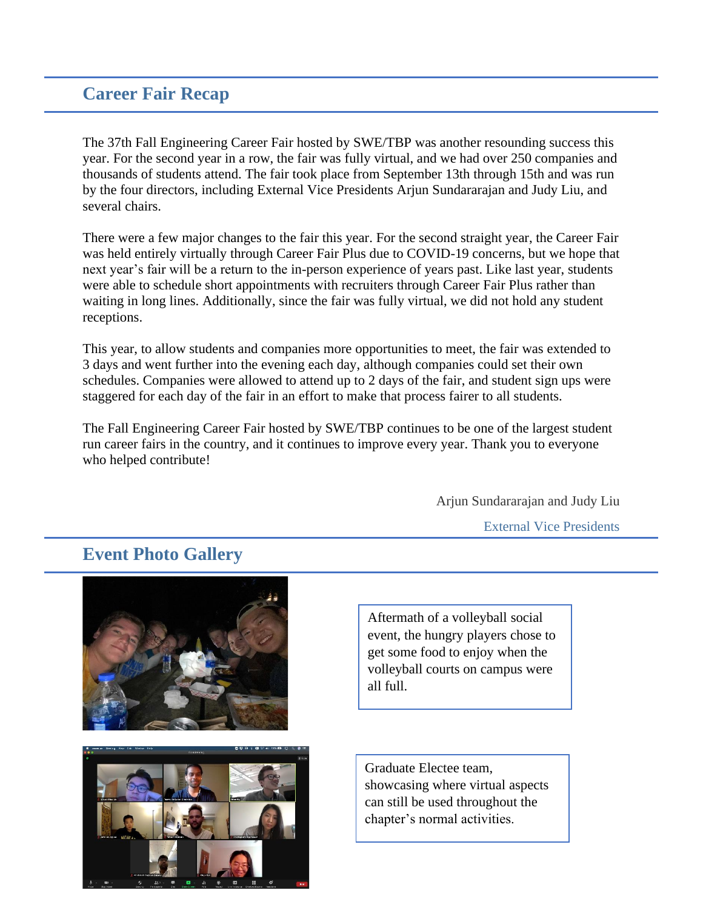## Career Fair Recap

The 37th Fall Engineering Career Fair hosted by SWE/TBP was another resounding success this year. For the second year in a row, the fair was fully virtual, and we had over 250 companies and thousands of students attend. The fair took place from September 13th through 15th and was run by the four directors, including External Vice Presidents Arjun Sundararajan and Judy Liu, and several chairs.

There were a few major changes to the fair this year. For the second straight year, the Career Fair was held entirely virtually through Career Fair Plus due to COVID-19 concerns, but we hope that next year's fair will be a return to the in-person experience of years past. Like last year, students were able to schedule short appointments with recruiters through Career Fair Plus rather than waiting in long lines. Additionally, since the fair was fully virtual, we did not hold any student receptions.

This year, to allow students and companies more opportunities to meet, the fair was extended to 3 days and went further into the evening each day, although companies could set their own schedules. Companies were allowed to attend up to 2 days of the fair, and student sign ups were staggered for each day of the fair in an effort to make that process fairer to all students.

The Fall Engineering Career Fair hosted by SWE/TBP continues to be one of the largest student run career fairs in the country, and it continues to improve every year. Thank you to everyone who helped contribute!

Arjun Sundararajan and Judy Liu

External Vice Presidents

## Event Photo Gallery

Aftermath of a volleyball social event, the hungry players chose to get some food to enjoy when the volleyball courts on campus were all full.

Graduate Electee team, showcasing where virtual aspects can still be used throughout the chapter's normal activities.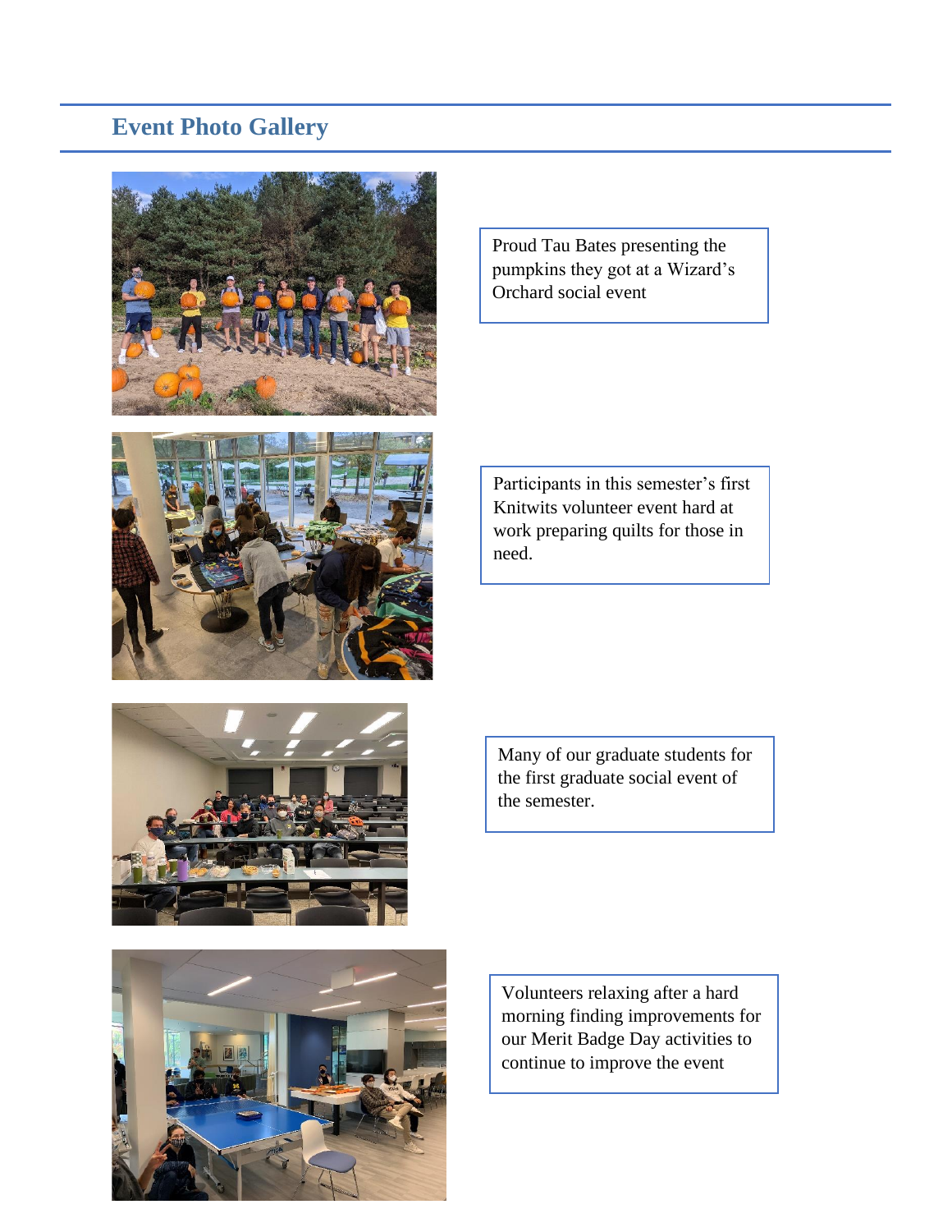## Event Photo Gallery

Proud Tau Bates presenting the pumpkins they got at a Wizard's Orchard social event

Participants in this semester's first Knitwits volunteer event hard at work preparing quilts for those in need.

Many of our graduate students for the first graduate social event of the semester.

Volunteers relaxing after a hard morning finding improvements for our Merit Badge Day activities to continue to improve the event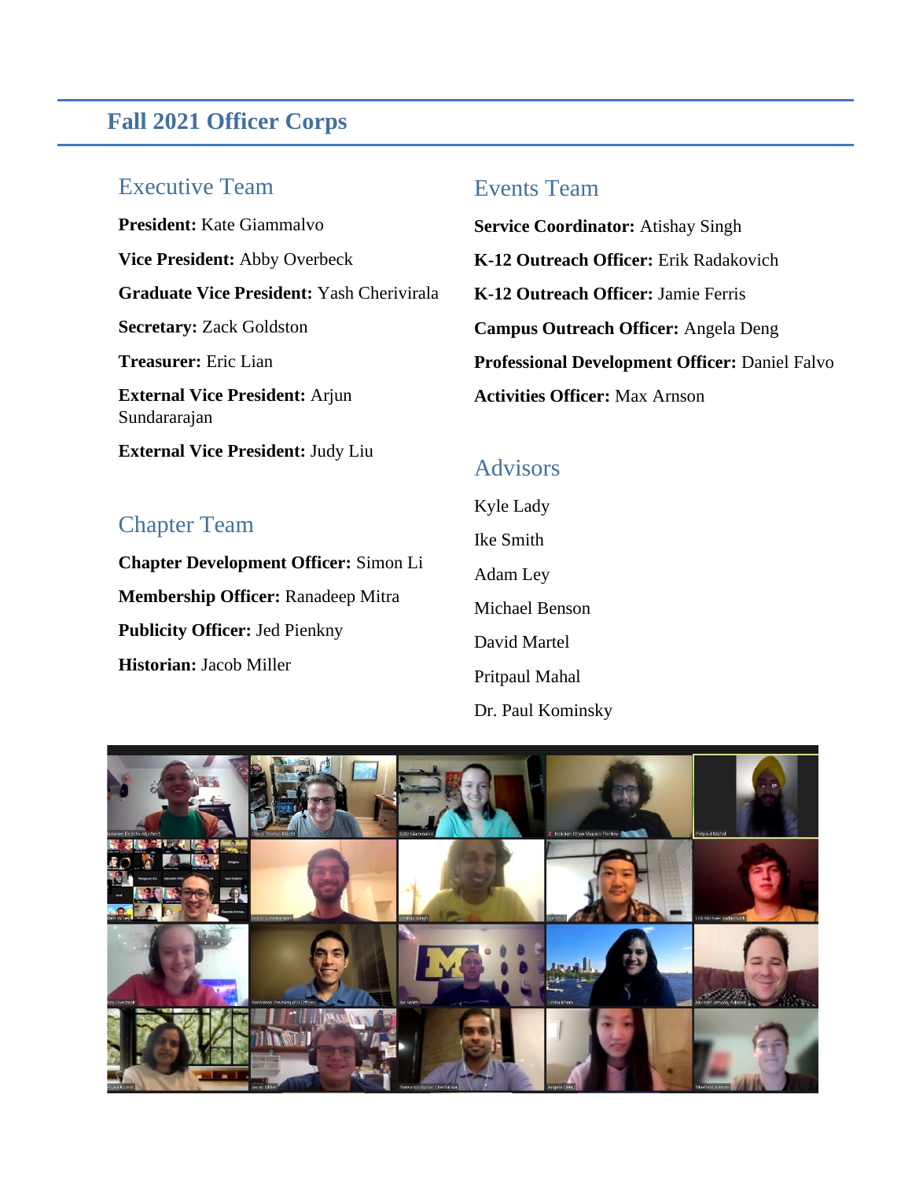## Fall 2021 Officer Corps

### Executive Team

**President:** Kate Giammalvo

**Vice President:** Abby Overbeck

**Graduate Vice President:** Yash Cherivirala

**Secretary:** Zack Goldston

**Treasurer:** Eric Lian

**External Vice President:** Arjun Sundararajan

**External Vice President:** Judy Liu

### Chapter Team

**Chapter Development Officer:** Simon Li

**Membership Officer:** Ranadeep Mitra

**Publicity Officer:** Jed Pienkny

**Historian:** Jacob Miller

### Events Team

**Service Coordinator:** Atishay Singh

**K-12 Outreach Officer:** Erik Radakovich

**K-12 Outreach Officer:** Jamie Ferris

**Campus Outreach Officer:** Angela Deng

**Professional Development Officer:** Daniel Falvo

**Activities Officer:** Max Arnson

### Advisors

Kyle Lady

Ike Smith

Adam Ley

Michael Benson

David Martel

Pritpaul Mahal

Dr. Paul Kominsky